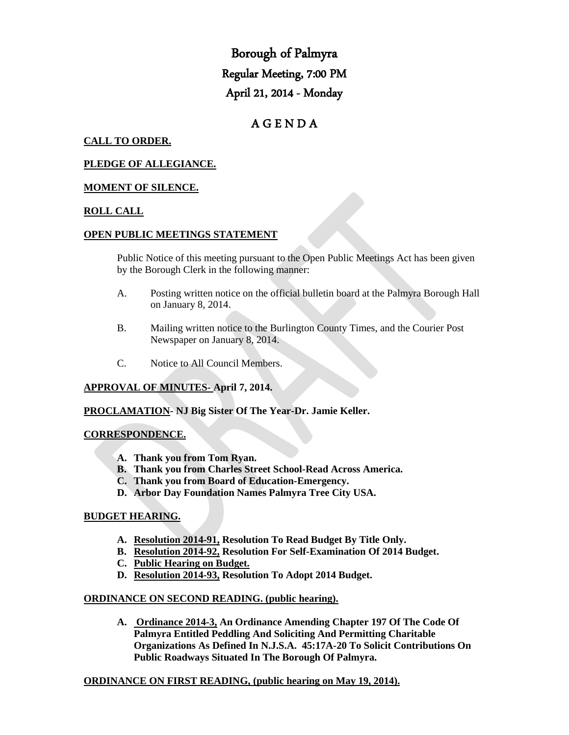# Borough of Palmyra
# Regular Meeting, 7:00 PM
# April 21, 2014 - Monday

## A G E N D A

**CALL TO ORDER.**

**PLEDGE OF ALLEGIANCE.**

**MOMENT OF SILENCE.**

**ROLL CALL**

**OPEN PUBLIC MEETINGS STATEMENT**

Public Notice of this meeting pursuant to the Open Public Meetings Act has been given by the Borough Clerk in the following manner:

A. Posting written notice on the official bulletin board at the Palmyra Borough Hall on January 8, 2014.

B. Mailing written notice to the Burlington County Times, and the Courier Post Newspaper on January 8, 2014.

C. Notice to All Council Members.

**APPROVAL OF MINUTES- April 7, 2014.**

**PROCLAMATION- NJ Big Sister Of The Year-Dr. Jamie Keller.**

**CORRESPONDENCE.**

- **A. Thank you from Tom Ryan.**
- **B. Thank you from Charles Street School-Read Across America.**
- **C. Thank you from Board of Education-Emergency.**
- **D. Arbor Day Foundation Names Palmyra Tree City USA.**

**BUDGET HEARING.**

- **A. Resolution 2014-91, Resolution To Read Budget By Title Only.**
- **B. Resolution 2014-92, Resolution For Self-Examination Of 2014 Budget.**
- **C. Public Hearing on Budget.**
- **D. Resolution 2014-93, Resolution To Adopt 2014 Budget.**

**ORDINANCE ON SECOND READING. (public hearing).**

- **A. Ordinance 2014-3, An Ordinance Amending Chapter 197 Of The Code Of Palmyra Entitled Peddling And Soliciting And Permitting Charitable Organizations As Defined In N.J.S.A. 45:17A-20 To Solicit Contributions On Public Roadways Situated In The Borough Of Palmyra.**

**ORDINANCE ON FIRST READING, (public hearing on May 19, 2014).**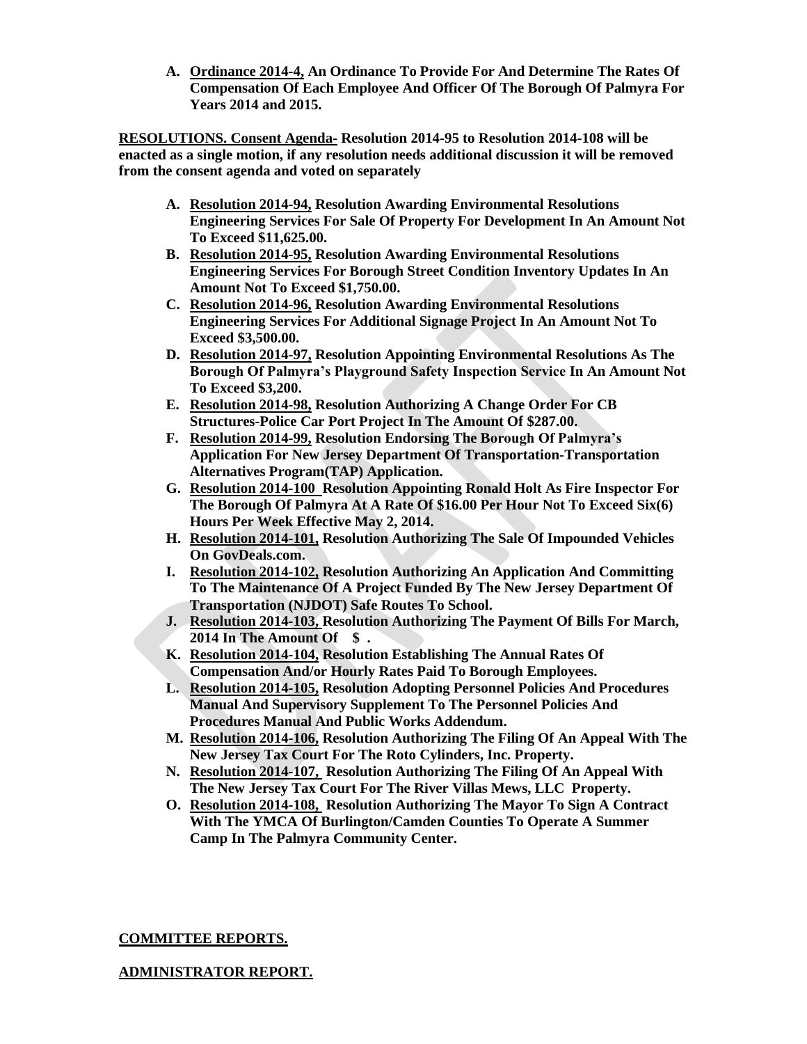A. **<u>Ordinance 2014-4,</u> An Ordinance To Provide For And Determine The Rates Of Compensation Of Each Employee And Officer Of The Borough Of Palmyra For Years 2014 and 2015.**

**<u>RESOLUTIONS. Consent Agenda-</u> Resolution 2014-95 to Resolution 2014-108 will be enacted as a single motion, if any resolution needs additional discussion it will be removed from the consent agenda and voted on separately**

A. **<u>Resolution 2014-94,</u> Resolution Awarding Environmental Resolutions Engineering Services For Sale Of Property For Development In An Amount Not To Exceed $11,625.00.**
B. **<u>Resolution 2014-95,</u> Resolution Awarding Environmental Resolutions Engineering Services For Borough Street Condition Inventory Updates In An Amount Not To Exceed $1,750.00.**
C. **<u>Resolution 2014-96,</u> Resolution Awarding Environmental Resolutions Engineering Services For Additional Signage Project In An Amount Not To Exceed $3,500.00.**
D. **<u>Resolution 2014-97,</u> Resolution Appointing Environmental Resolutions As The Borough Of Palmyra's Playground Safety Inspection Service In An Amount Not To Exceed $3,200.**
E. **<u>Resolution 2014-98,</u> Resolution Authorizing A Change Order For CB Structures-Police Car Port Project In The Amount Of $287.00.**
F. **<u>Resolution 2014-99,</u> Resolution Endorsing The Borough Of Palmyra's Application For New Jersey Department Of Transportation-Transportation Alternatives Program(TAP) Application.**
G. **<u>Resolution 2014-100</u> Resolution Appointing Ronald Holt As Fire Inspector For The Borough Of Palmyra At A Rate Of $16.00 Per Hour Not To Exceed Six(6) Hours Per Week Effective May 2, 2014.**
H. **<u>Resolution 2014-101,</u> Resolution Authorizing The Sale Of Impounded Vehicles On GovDeals.com.**
I. **<u>Resolution 2014-102,</u> Resolution Authorizing An Application And Committing To The Maintenance Of A Project Funded By The New Jersey Department Of Transportation (NJDOT) Safe Routes To School.**
J. **<u>Resolution 2014-103,</u> Resolution Authorizing The Payment Of Bills For March, 2014 In The Amount Of $ .**
K. **<u>Resolution 2014-104,</u> Resolution Establishing The Annual Rates Of Compensation And/or Hourly Rates Paid To Borough Employees.**
L. **<u>Resolution 2014-105,</u> Resolution Adopting Personnel Policies And Procedures Manual And Supervisory Supplement To The Personnel Policies And Procedures Manual And Public Works Addendum.**
M. **<u>Resolution 2014-106,</u> Resolution Authorizing The Filing Of An Appeal With The New Jersey Tax Court For The Roto Cylinders, Inc. Property.**
N. **<u>Resolution 2014-107,</u> Resolution Authorizing The Filing Of An Appeal With The New Jersey Tax Court For The River Villas Mews, LLC Property.**
O. **<u>Resolution 2014-108,</u> Resolution Authorizing The Mayor To Sign A Contract With The YMCA Of Burlington/Camden Counties To Operate A Summer Camp In The Palmyra Community Center.**

**<u>COMMITTEE REPORTS.</u>**

**<u>ADMINISTRATOR REPORT.</u>**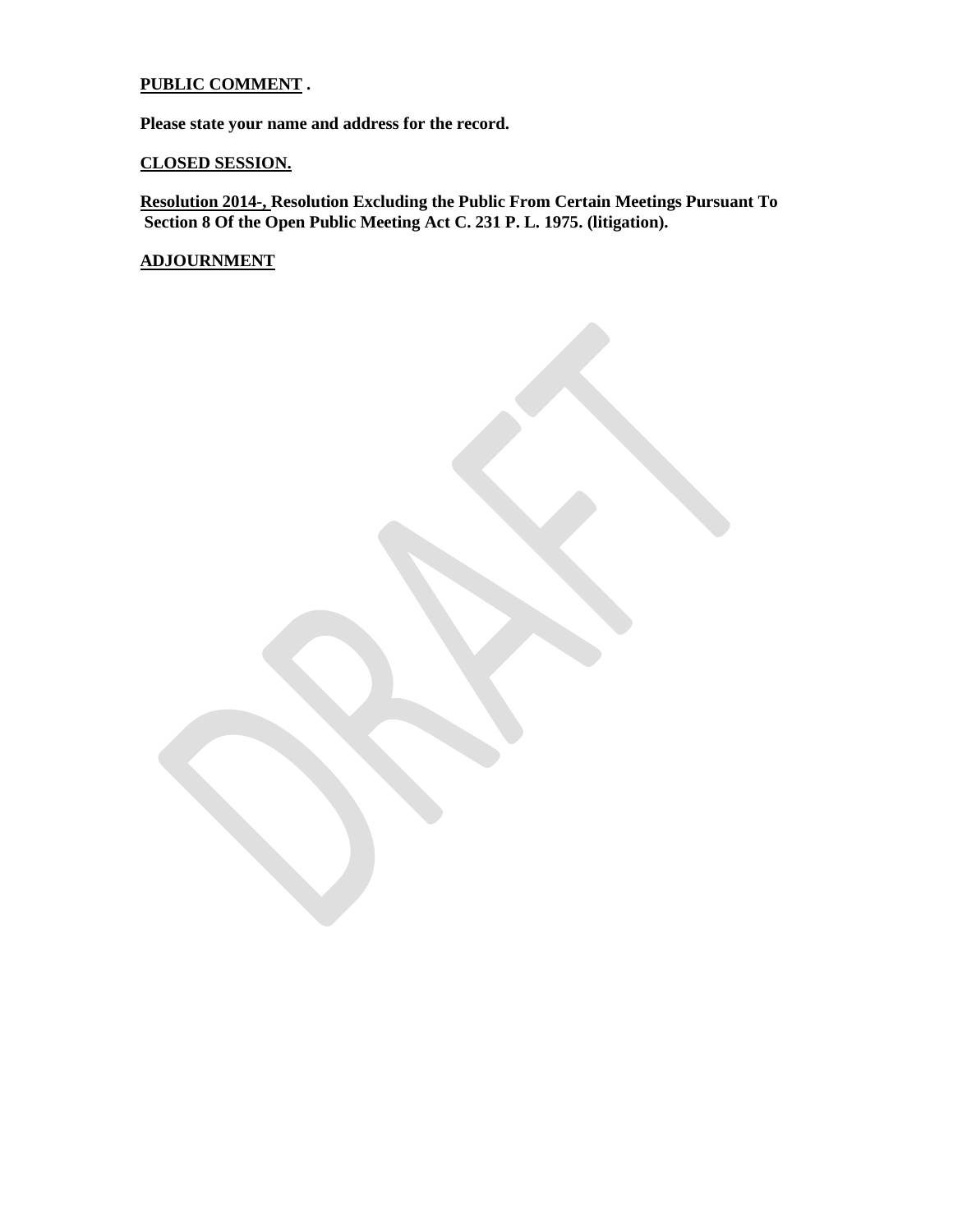**PUBLIC COMMENT .**

**Please state your name and address for the record.**

**CLOSED SESSION.**

**Resolution 2014-, Resolution Excluding the Public From Certain Meetings Pursuant To Section 8 Of the Open Public Meeting Act C. 231 P. L. 1975. (litigation).**

**ADJOURNMENT**